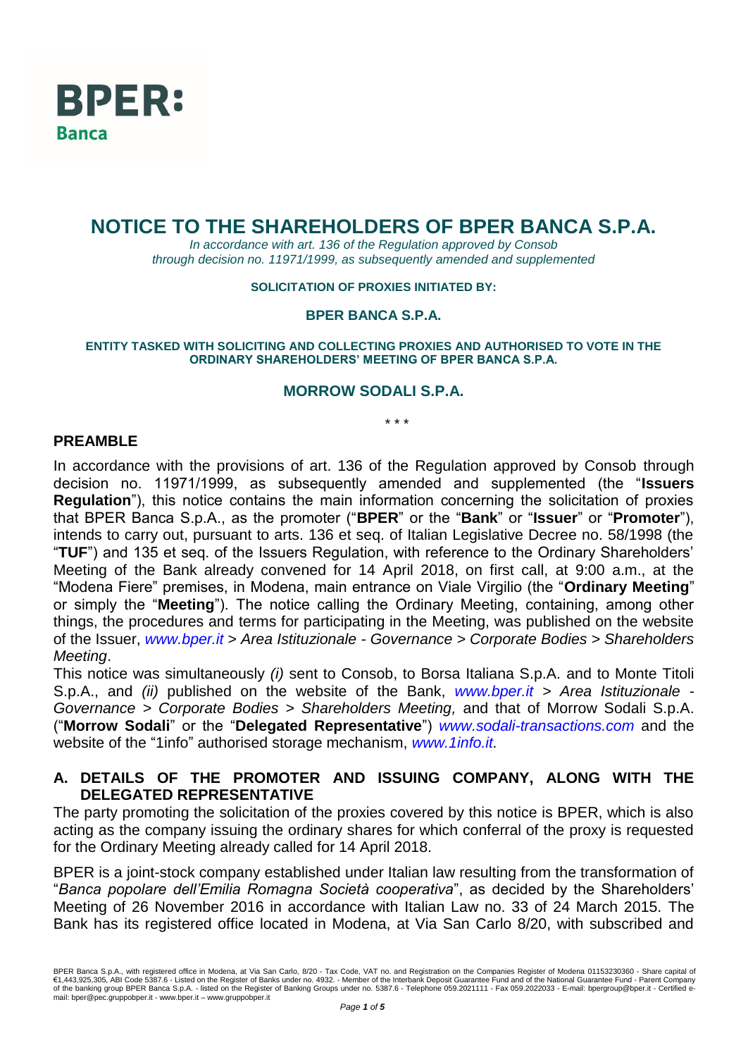**BPER:**
**Banca**

# NOTICE TO THE SHAREHOLDERS OF BPER BANCA S.P.A.

*In accordance with art. 136 of the Regulation approved by Consob through decision no. 11971/1999, as subsequently amended and supplemented*

**SOLICITATION OF PROXIES INITIATED BY:**

**BPER BANCA S.P.A.**

**ENTITY TASKED WITH SOLICITING AND COLLECTING PROXIES AND AUTHORISED TO VOTE IN THE ORDINARY SHAREHOLDERS' MEETING OF BPER BANCA S.P.A.**

**MORROW SODALI S.P.A.**

\* \* \*

## PREAMBLE

In accordance with the provisions of art. 136 of the Regulation approved by Consob through decision no. 11971/1999, as subsequently amended and supplemented (the "**Issuers Regulation**"), this notice contains the main information concerning the solicitation of proxies that BPER Banca S.p.A., as the promoter ("**BPER**" or the "**Bank**" or "**Issuer**" or "**Promoter**"), intends to carry out, pursuant to arts. 136 et seq. of Italian Legislative Decree no. 58/1998 (the "**TUF**") and 135 et seq. of the Issuers Regulation, with reference to the Ordinary Shareholders' Meeting of the Bank already convened for 14 April 2018, on first call, at 9:00 a.m., at the "Modena Fiere" premises, in Modena, main entrance on Viale Virgilio (the "**Ordinary Meeting**" or simply the "**Meeting**"). The notice calling the Ordinary Meeting, containing, among other things, the procedures and terms for participating in the Meeting, was published on the website of the Issuer, *www.bper.it > Area Istituzionale - Governance > Corporate Bodies > Shareholders Meeting*.

This notice was simultaneously *(i)* sent to Consob, to Borsa Italiana S.p.A. and to Monte Titoli S.p.A., and *(ii)* published on the website of the Bank, *www.bper.it > Area Istituzionale - Governance > Corporate Bodies > Shareholders Meeting,* and that of Morrow Sodali S.p.A. ("**Morrow Sodali**" or the "**Delegated Representative**") *www.sodali-transactions.com* and the website of the "1info" authorised storage mechanism, *www.1info.it.*

## A. DETAILS OF THE PROMOTER AND ISSUING COMPANY, ALONG WITH THE DELEGATED REPRESENTATIVE

The party promoting the solicitation of the proxies covered by this notice is BPER, which is also acting as the company issuing the ordinary shares for which conferral of the proxy is requested for the Ordinary Meeting already called for 14 April 2018.

BPER is a joint-stock company established under Italian law resulting from the transformation of "*Banca popolare dell'Emilia Romagna Società cooperativa*", as decided by the Shareholders' Meeting of 26 November 2016 in accordance with Italian Law no. 33 of 24 March 2015. The Bank has its registered office located in Modena, at Via San Carlo 8/20, with subscribed and

BPER Banca S.p.A., with registered office in Modena, at Via San Carlo, 8/20 - Tax Code, VAT no. and Registration on the Companies Register of Modena 01153230360 - Share capital of €1,443,925,305, ABI Code 5387.6 - Listed on the Register of Banks under no. 4932. - Member of the Interbank Deposit Guarantee Fund and of the National Guarantee Fund - Parent Company of the banking group BPER Banca S.p.A. - listed on the Register of Banking Groups under no. 5387.6 - Telephone 059.2021111 - Fax 059.2022033 - E-mail: bpergroup@bper.it - Certified e-mail: bper@pec.gruppobper.it - www.bper.it – www.gruppobper.it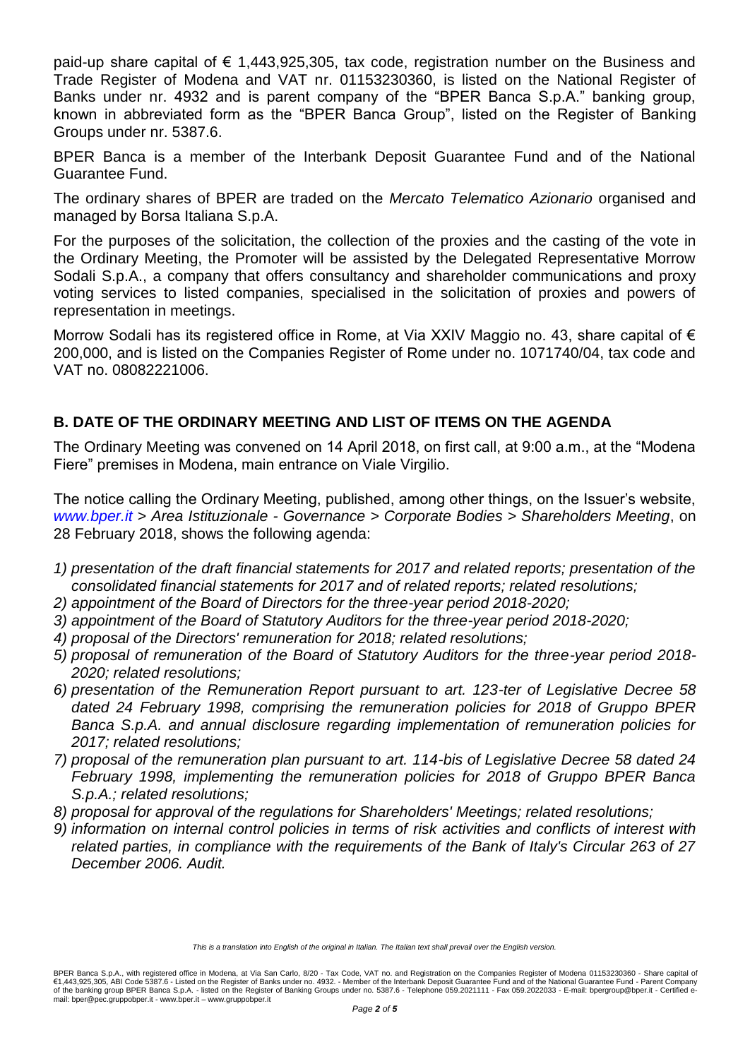paid-up share capital of € 1,443,925,305, tax code, registration number on the Business and Trade Register of Modena and VAT nr. 01153230360, is listed on the National Register of Banks under nr. 4932 and is parent company of the "BPER Banca S.p.A." banking group, known in abbreviated form as the "BPER Banca Group", listed on the Register of Banking Groups under nr. 5387.6.

BPER Banca is a member of the Interbank Deposit Guarantee Fund and of the National Guarantee Fund.

The ordinary shares of BPER are traded on the *Mercato Telematico Azionario* organised and managed by Borsa Italiana S.p.A.

For the purposes of the solicitation, the collection of the proxies and the casting of the vote in the Ordinary Meeting, the Promoter will be assisted by the Delegated Representative Morrow Sodali S.p.A., a company that offers consultancy and shareholder communications and proxy voting services to listed companies, specialised in the solicitation of proxies and powers of representation in meetings.

Morrow Sodali has its registered office in Rome, at Via XXIV Maggio no. 43, share capital of € 200,000, and is listed on the Companies Register of Rome under no. 1071740/04, tax code and VAT no. 08082221006.

## B. DATE OF THE ORDINARY MEETING AND LIST OF ITEMS ON THE AGENDA

The Ordinary Meeting was convened on 14 April 2018, on first call, at 9:00 a.m., at the "Modena Fiere" premises in Modena, main entrance on Viale Virgilio.

The notice calling the Ordinary Meeting, published, among other things, on the Issuer's website, *www.bper.it > Area Istituzionale - Governance > Corporate Bodies > Shareholders Meeting*, on 28 February 2018, shows the following agenda:

1) *presentation of the draft financial statements for 2017 and related reports; presentation of the consolidated financial statements for 2017 and of related reports; related resolutions;*
2) *appointment of the Board of Directors for the three-year period 2018-2020;*
3) *appointment of the Board of Statutory Auditors for the three-year period 2018-2020;*
4) *proposal of the Directors' remuneration for 2018; related resolutions;*
5) *proposal of remuneration of the Board of Statutory Auditors for the three-year period 2018-2020; related resolutions;*
6) *presentation of the Remuneration Report pursuant to art. 123-ter of Legislative Decree 58 dated 24 February 1998, comprising the remuneration policies for 2018 of Gruppo BPER Banca S.p.A. and annual disclosure regarding implementation of remuneration policies for 2017; related resolutions;*
7) *proposal of the remuneration plan pursuant to art. 114-bis of Legislative Decree 58 dated 24 February 1998, implementing the remuneration policies for 2018 of Gruppo BPER Banca S.p.A.; related resolutions;*
8) *proposal for approval of the regulations for Shareholders' Meetings; related resolutions;*
9) *information on internal control policies in terms of risk activities and conflicts of interest with related parties, in compliance with the requirements of the Bank of Italy's Circular 263 of 27 December 2006. Audit.*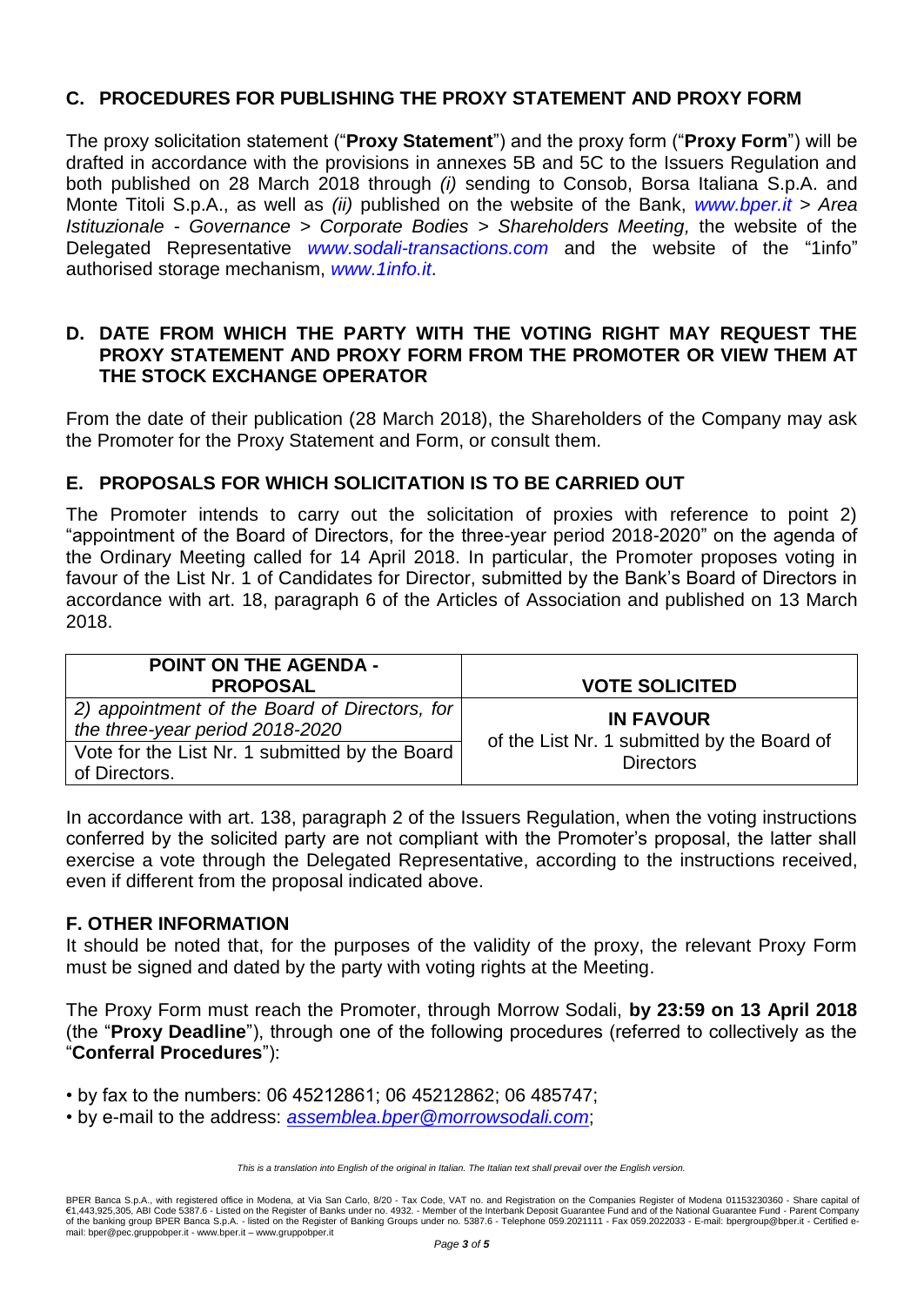## C. PROCEDURES FOR PUBLISHING THE PROXY STATEMENT AND PROXY FORM

The proxy solicitation statement ("**Proxy Statement**") and the proxy form ("**Proxy Form**") will be drafted in accordance with the provisions in annexes 5B and 5C to the Issuers Regulation and both published on 28 March 2018 through *(i)* sending to Consob, Borsa Italiana S.p.A. and Monte Titoli S.p.A., as well as *(ii)* published on the website of the Bank, *www.bper.it > Area Istituzionale - Governance > Corporate Bodies > Shareholders Meeting,* the website of the Delegated Representative *www.sodali-transactions.com* and the website of the "1info" authorised storage mechanism, *www.1info.it*.

## D. DATE FROM WHICH THE PARTY WITH THE VOTING RIGHT MAY REQUEST THE PROXY STATEMENT AND PROXY FORM FROM THE PROMOTER OR VIEW THEM AT THE STOCK EXCHANGE OPERATOR

From the date of their publication (28 March 2018), the Shareholders of the Company may ask the Promoter for the Proxy Statement and Form, or consult them.

## E. PROPOSALS FOR WHICH SOLICITATION IS TO BE CARRIED OUT

The Promoter intends to carry out the solicitation of proxies with reference to point 2) "appointment of the Board of Directors, for the three-year period 2018-2020" on the agenda of the Ordinary Meeting called for 14 April 2018. In particular, the Promoter proposes voting in favour of the List Nr. 1 of Candidates for Director, submitted by the Bank's Board of Directors in accordance with art. 18, paragraph 6 of the Articles of Association and published on 13 March 2018.

| POINT ON THE AGENDA - PROPOSAL | VOTE SOLICITED |
|---|---|
| *2) appointment of the Board of Directors, for the three-year period 2018-2020*<br>Vote for the List Nr. 1 submitted by the Board of Directors. | **IN FAVOUR**<br>of the List Nr. 1 submitted by the Board of Directors |

In accordance with art. 138, paragraph 2 of the Issuers Regulation, when the voting instructions conferred by the solicited party are not compliant with the Promoter's proposal, the latter shall exercise a vote through the Delegated Representative, according to the instructions received, even if different from the proposal indicated above.

## F. OTHER INFORMATION

It should be noted that, for the purposes of the validity of the proxy, the relevant Proxy Form must be signed and dated by the party with voting rights at the Meeting.

The Proxy Form must reach the Promoter, through Morrow Sodali, **by 23:59 on 13 April 2018** (the "**Proxy Deadline**"), through one of the following procedures (referred to collectively as the "**Conferral Procedures**"):

- by fax to the numbers: 06 45212861; 06 45212862; 06 485747;
- by e-mail to the address: *assemblea.bper@morrowsodali.com*;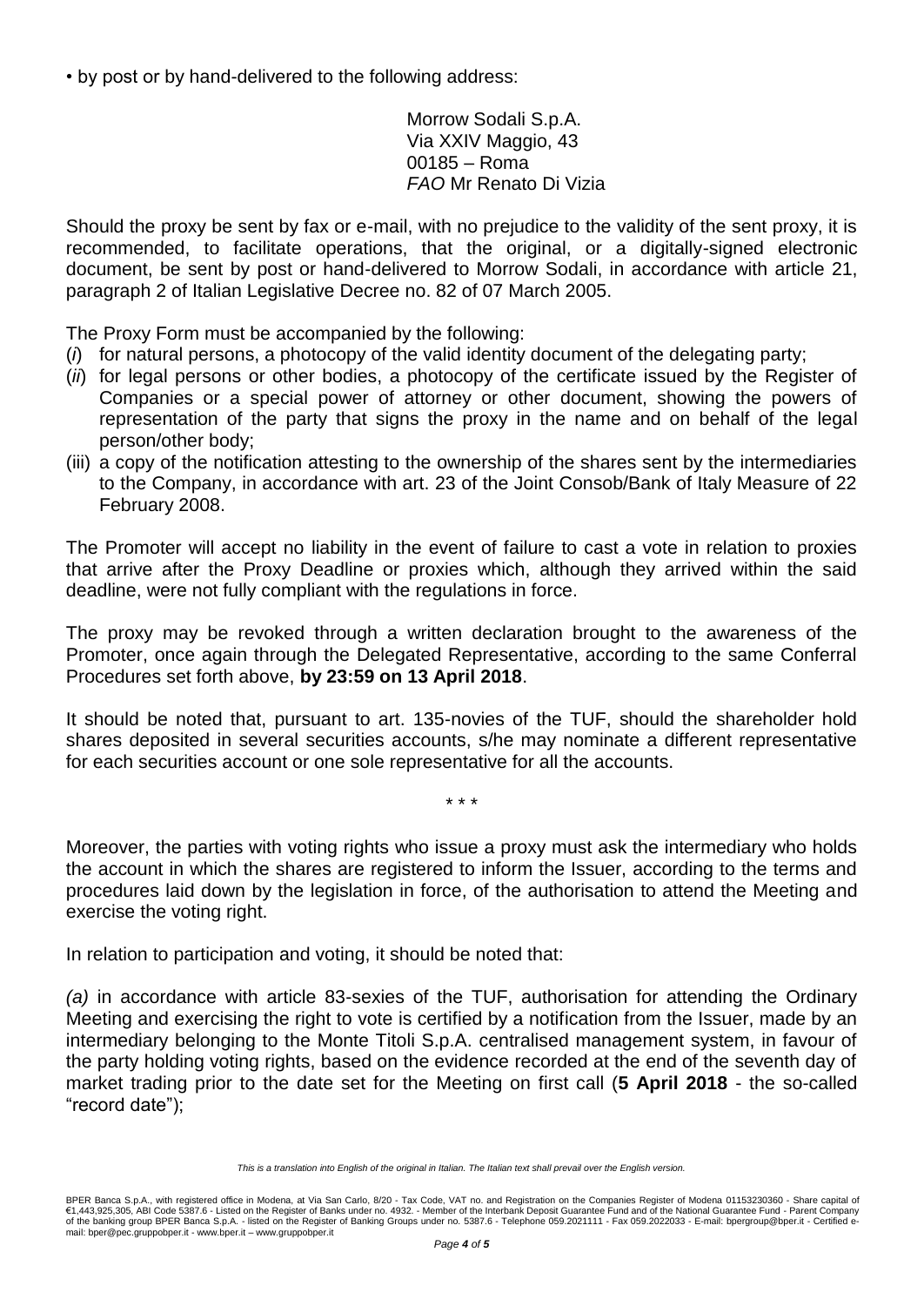• by post or by hand-delivered to the following address:

Morrow Sodali S.p.A.
Via XXIV Maggio, 43
00185 – Roma
*FAO* Mr Renato Di Vizia

Should the proxy be sent by fax or e-mail, with no prejudice to the validity of the sent proxy, it is recommended, to facilitate operations, that the original, or a digitally-signed electronic document, be sent by post or hand-delivered to Morrow Sodali, in accordance with article 21, paragraph 2 of Italian Legislative Decree no. 82 of 07 March 2005.

The Proxy Form must be accompanied by the following:

(*i*) for natural persons, a photocopy of the valid identity document of the delegating party;
(*ii*) for legal persons or other bodies, a photocopy of the certificate issued by the Register of Companies or a special power of attorney or other document, showing the powers of representation of the party that signs the proxy in the name and on behalf of the legal person/other body;
(iii) a copy of the notification attesting to the ownership of the shares sent by the intermediaries to the Company, in accordance with art. 23 of the Joint Consob/Bank of Italy Measure of 22 February 2008.

The Promoter will accept no liability in the event of failure to cast a vote in relation to proxies that arrive after the Proxy Deadline or proxies which, although they arrived within the said deadline, were not fully compliant with the regulations in force.

The proxy may be revoked through a written declaration brought to the awareness of the Promoter, once again through the Delegated Representative, according to the same Conferral Procedures set forth above, **by 23:59 on 13 April 2018**.

It should be noted that, pursuant to art. 135-novies of the TUF, should the shareholder hold shares deposited in several securities accounts, s/he may nominate a different representative for each securities account or one sole representative for all the accounts.

\* \* \*

Moreover, the parties with voting rights who issue a proxy must ask the intermediary who holds the account in which the shares are registered to inform the Issuer, according to the terms and procedures laid down by the legislation in force, of the authorisation to attend the Meeting and exercise the voting right.

In relation to participation and voting, it should be noted that:

*(a)* in accordance with article 83-sexies of the TUF, authorisation for attending the Ordinary Meeting and exercising the right to vote is certified by a notification from the Issuer, made by an intermediary belonging to the Monte Titoli S.p.A. centralised management system, in favour of the party holding voting rights, based on the evidence recorded at the end of the seventh day of market trading prior to the date set for the Meeting on first call (**5 April 2018** - the so-called "record date");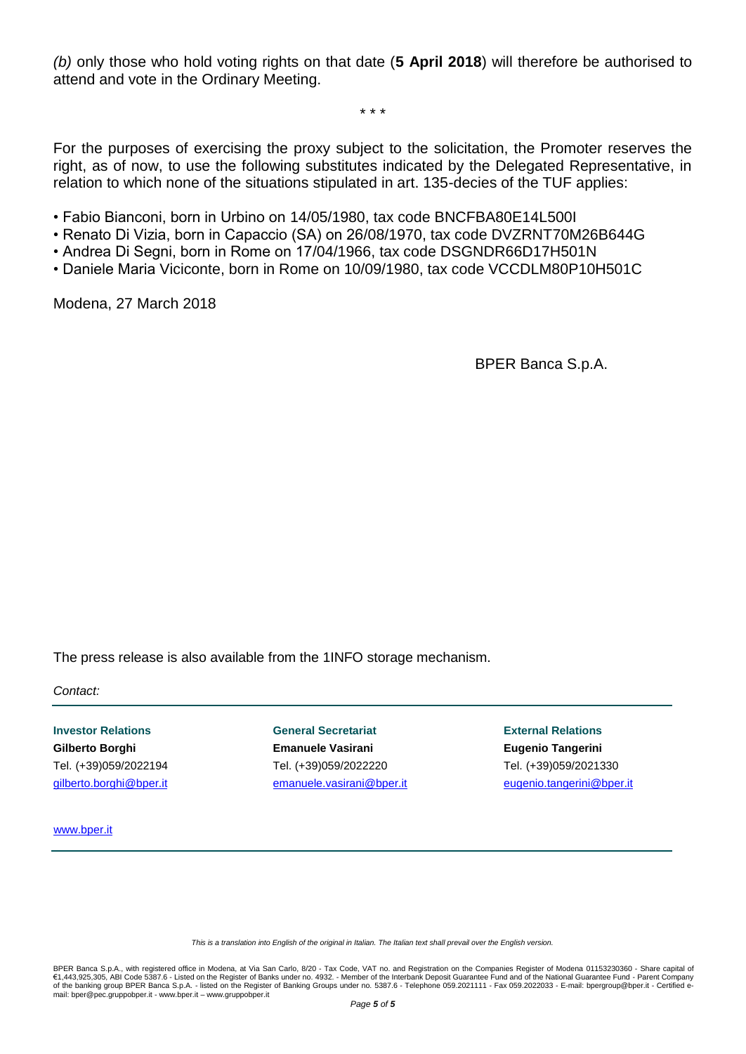*(b)* only those who hold voting rights on that date (**5 April 2018**) will therefore be authorised to attend and vote in the Ordinary Meeting.

\* \* \*

For the purposes of exercising the proxy subject to the solicitation, the Promoter reserves the right, as of now, to use the following substitutes indicated by the Delegated Representative, in relation to which none of the situations stipulated in art. 135-decies of the TUF applies:

- Fabio Bianconi, born in Urbino on 14/05/1980, tax code BNCFBA80E14L500I
- Renato Di Vizia, born in Capaccio (SA) on 26/08/1970, tax code DVZRNT70M26B644G
- Andrea Di Segni, born in Rome on 17/04/1966, tax code DSGNDR66D17H501N
- Daniele Maria Viciconte, born in Rome on 10/09/1980, tax code VCCDLM80P10H501C

Modena, 27 March 2018

BPER Banca S.p.A.

The press release is also available from the 1INFO storage mechanism.

*Contact:*

**Investor Relations**
**Gilberto Borghi**
Tel. (+39)059/2022194
gilberto.borghi@bper.it

**General Secretariat**
**Emanuele Vasirani**
Tel. (+39)059/2022220
emanuele.vasirani@bper.it

**External Relations**
**Eugenio Tangerini**
Tel. (+39)059/2021330
eugenio.tangerini@bper.it

www.bper.it

*This is a translation into English of the original in Italian. The Italian text shall prevail over the English version.*

BPER Banca S.p.A., with registered office in Modena, at Via San Carlo, 8/20 - Tax Code, VAT no. and Registration on the Companies Register of Modena 01153230360 - Share capital of €1,443,925,305, ABI Code 5387.6 - Listed on the Register of Banks under no. 4932. - Member of the Interbank Deposit Guarantee Fund and of the National Guarantee Fund - Parent Company of the banking group BPER Banca S.p.A. - listed on the Register of Banking Groups under no. 5387.6 - Telephone 059.2021111 - Fax 059.2022033 - E-mail: bpergroup@bper.it - Certified e-mail: bper@pec.gruppobper.it - www.bper.it – www.gruppobper.it